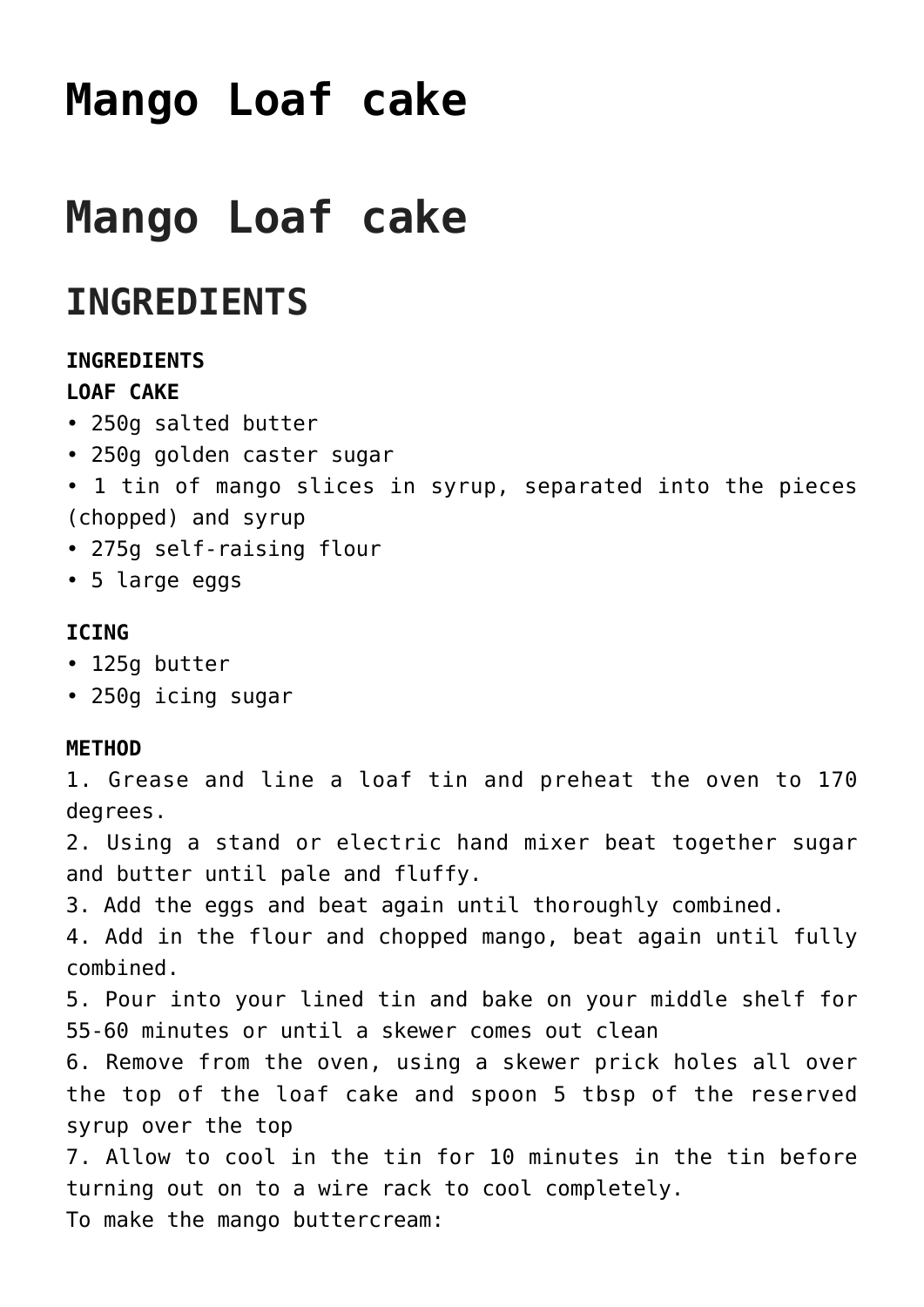# Mango Loaf cake

# Mango Loaf cake

## INGREDIENTS

**INGREDIENTS**
**LOAF CAKE**
• 250g salted butter
• 250g golden caster sugar
• 1 tin of mango slices in syrup, separated into the pieces (chopped) and syrup
• 275g self-raising flour
• 5 large eggs

**ICING**
• 125g butter
• 250g icing sugar

**METHOD**
1. Grease and line a loaf tin and preheat the oven to 170 degrees.
2. Using a stand or electric hand mixer beat together sugar and butter until pale and fluffy.
3. Add the eggs and beat again until thoroughly combined.
4. Add in the flour and chopped mango, beat again until fully combined.
5. Pour into your lined tin and bake on your middle shelf for 55-60 minutes or until a skewer comes out clean
6. Remove from the oven, using a skewer prick holes all over the top of the loaf cake and spoon 5 tbsp of the reserved syrup over the top
7. Allow to cool in the tin for 10 minutes in the tin before turning out on to a wire rack to cool completely.
To make the mango buttercream: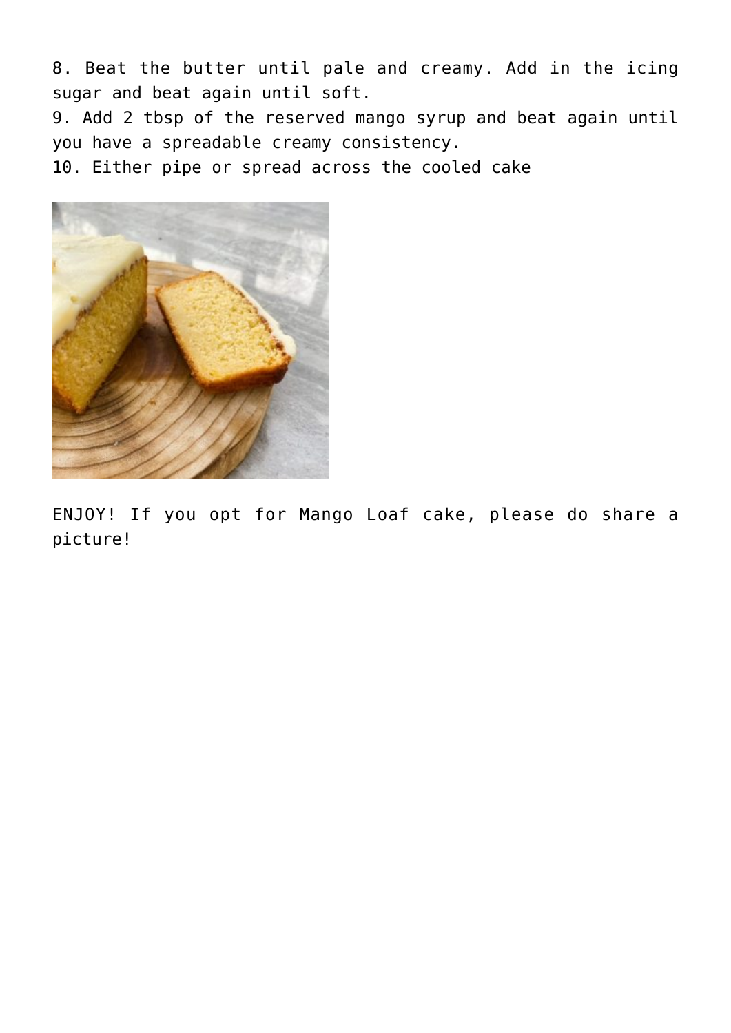8. Beat the butter until pale and creamy. Add in the icing sugar and beat again until soft.
9. Add 2 tbsp of the reserved mango syrup and beat again until you have a spreadable creamy consistency.
10. Either pipe or spread across the cooled cake

ENJOY! If you opt for Mango Loaf cake, please do share a picture!